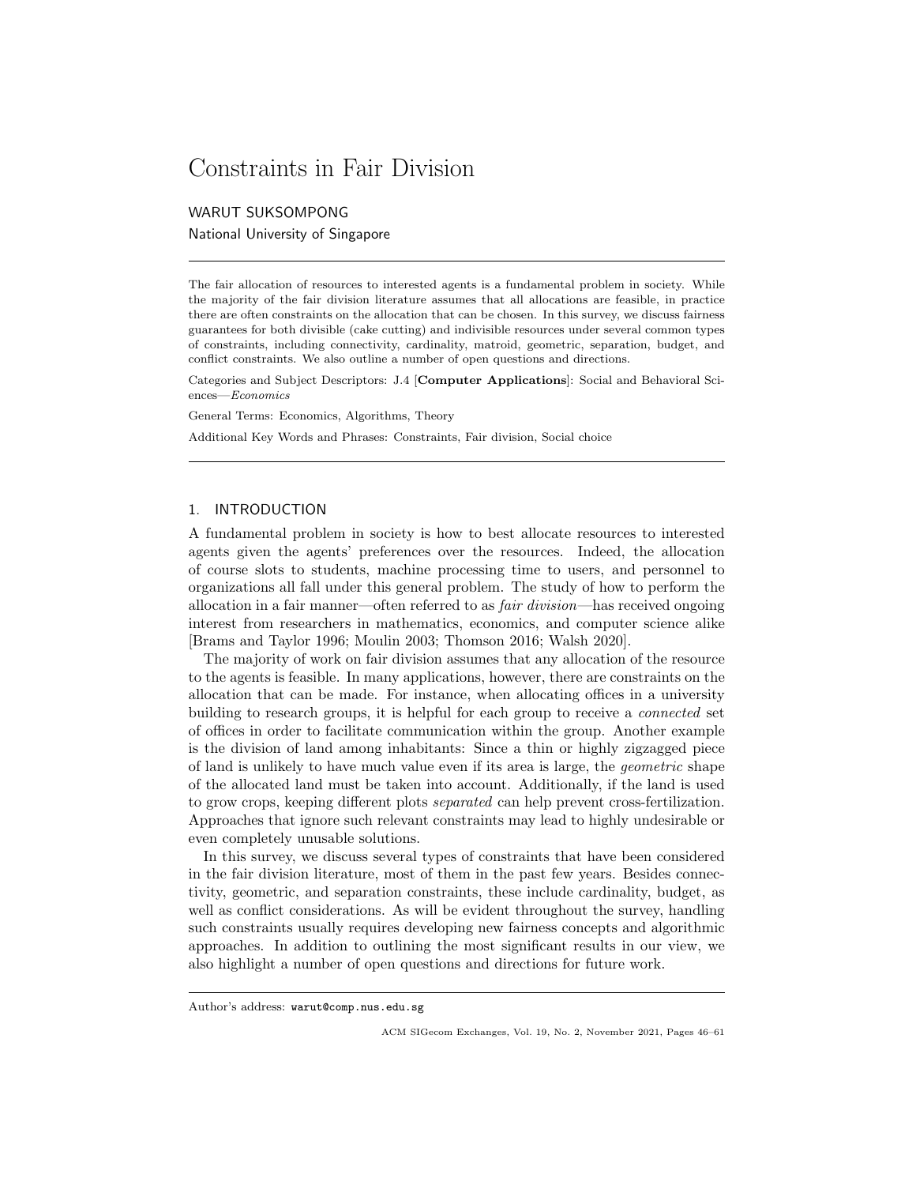# Constraints in Fair Division

WARUT SUKSOMPONG

National University of Singapore

---

The fair allocation of resources to interested agents is a fundamental problem in society. While the majority of the fair division literature assumes that all allocations are feasible, in practice there are often constraints on the allocation that can be chosen. In this survey, we discuss fairness guarantees for both divisible (cake cutting) and indivisible resources under several common types of constraints, including connectivity, cardinality, matroid, geometric, separation, budget, and conflict constraints. We also outline a number of open questions and directions.

Categories and Subject Descriptors: J.4 [**Computer Applications**]: Social and Behavioral Sciences—*Economics*

General Terms: Economics, Algorithms, Theory

Additional Key Words and Phrases: Constraints, Fair division, Social choice

---

## 1. INTRODUCTION

A fundamental problem in society is how to best allocate resources to interested agents given the agents' preferences over the resources. Indeed, the allocation of course slots to students, machine processing time to users, and personnel to organizations all fall under this general problem. The study of how to perform the allocation in a fair manner—often referred to as *fair division*—has received ongoing interest from researchers in mathematics, economics, and computer science alike [Brams and Taylor 1996; Moulin 2003; Thomson 2016; Walsh 2020].

The majority of work on fair division assumes that any allocation of the resource to the agents is feasible. In many applications, however, there are constraints on the allocation that can be made. For instance, when allocating offices in a university building to research groups, it is helpful for each group to receive a *connected* set of offices in order to facilitate communication within the group. Another example is the division of land among inhabitants: Since a thin or highly zigzagged piece of land is unlikely to have much value even if its area is large, the *geometric* shape of the allocated land must be taken into account. Additionally, if the land is used to grow crops, keeping different plots *separated* can help prevent cross-fertilization. Approaches that ignore such relevant constraints may lead to highly undesirable or even completely unusable solutions.

In this survey, we discuss several types of constraints that have been considered in the fair division literature, most of them in the past few years. Besides connectivity, geometric, and separation constraints, these include cardinality, budget, as well as conflict considerations. As will be evident throughout the survey, handling such constraints usually requires developing new fairness concepts and algorithmic approaches. In addition to outlining the most significant results in our view, we also highlight a number of open questions and directions for future work.

---

Author's address: warut@comp.nus.edu.sg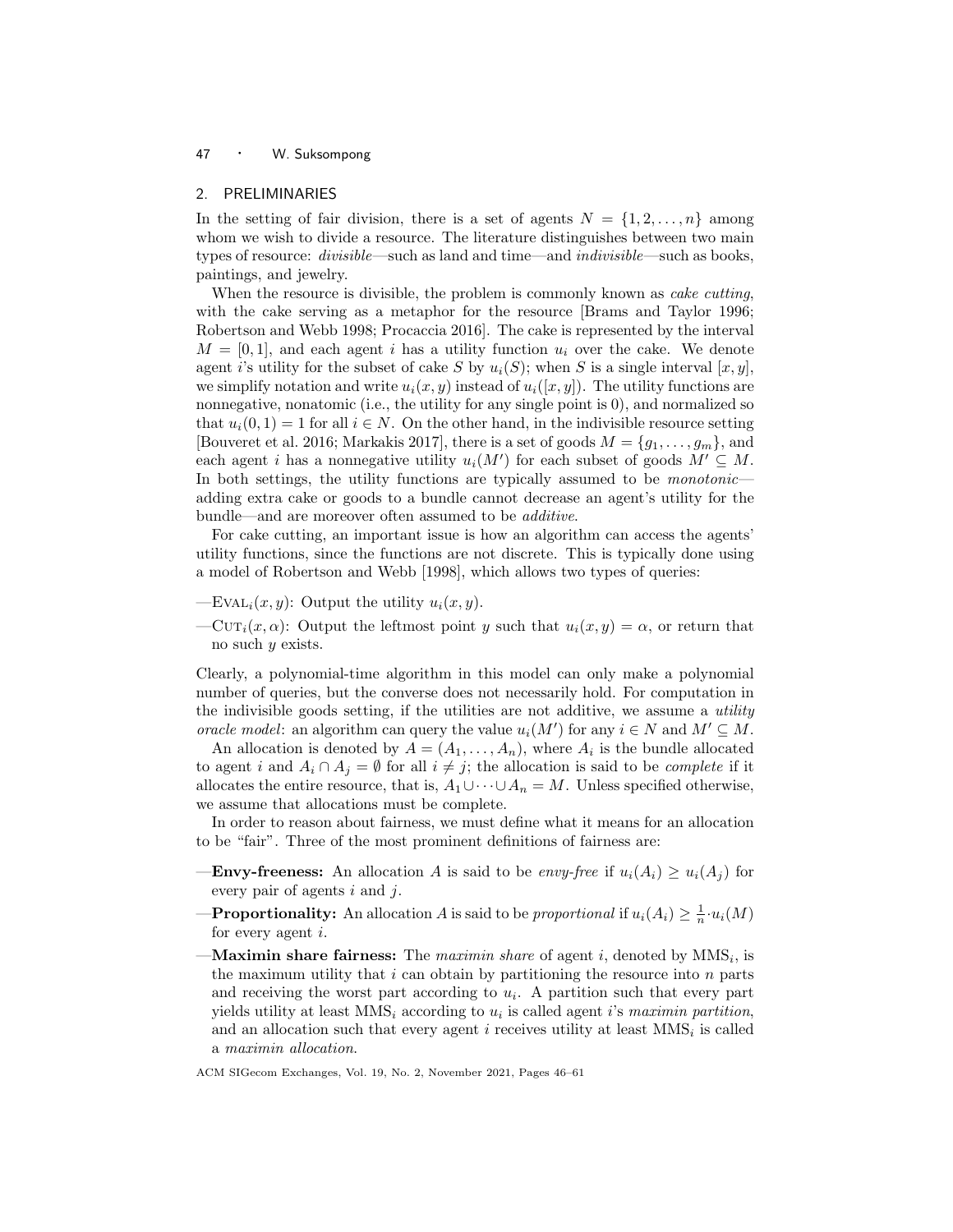## 2. PRELIMINARIES

In the setting of fair division, there is a set of agents $N = \{1, 2, \ldots, n\}$ among whom we wish to divide a resource. The literature distinguishes between two main types of resource: *divisible*—such as land and time—and *indivisible*—such as books, paintings, and jewelry.

When the resource is divisible, the problem is commonly known as *cake cutting*, with the cake serving as a metaphor for the resource [Brams and Taylor 1996; Robertson and Webb 1998; Procaccia 2016]. The cake is represented by the interval $M = [0, 1]$, and each agent $i$ has a utility function $u_i$ over the cake. We denote agent $i$'s utility for the subset of cake $S$ by $u_i(S)$; when $S$ is a single interval $[x, y]$, we simplify notation and write $u_i(x, y)$ instead of $u_i([x, y])$. The utility functions are nonnegative, nonatomic (i.e., the utility for any single point is 0), and normalized so that $u_i(0, 1) = 1$ for all $i \in N$. On the other hand, in the indivisible resource setting [Bouveret et al. 2016; Markakis 2017], there is a set of goods $M = \{g_1, \ldots, g_m\}$, and each agent $i$ has a nonnegative utility $u_i(M')$ for each subset of goods $M' \subseteq M$. In both settings, the utility functions are typically assumed to be *monotonic*—adding extra cake or goods to a bundle cannot decrease an agent's utility for the bundle—and are moreover often assumed to be *additive*.

For cake cutting, an important issue is how an algorithm can access the agents' utility functions, since the functions are not discrete. This is typically done using a model of Robertson and Webb [1998], which allows two types of queries:

—$\text{EVAL}_i(x, y)$: Output the utility $u_i(x, y)$.

—$\text{CUT}_i(x, \alpha)$: Output the leftmost point $y$ such that $u_i(x, y) = \alpha$, or return that no such $y$ exists.

Clearly, a polynomial-time algorithm in this model can only make a polynomial number of queries, but the converse does not necessarily hold. For computation in the indivisible goods setting, if the utilities are not additive, we assume a *utility oracle model*: an algorithm can query the value $u_i(M')$ for any $i \in N$ and $M' \subseteq M$.

An allocation is denoted by $A = (A_1, \ldots, A_n)$, where $A_i$ is the bundle allocated to agent $i$ and $A_i \cap A_j = \emptyset$ for all $i \neq j$; the allocation is said to be *complete* if it allocates the entire resource, that is, $A_1 \cup \cdots \cup A_n = M$. Unless specified otherwise, we assume that allocations must be complete.

In order to reason about fairness, we must define what it means for an allocation to be "fair". Three of the most prominent definitions of fairness are:

—**Envy-freeness:** An allocation $A$ is said to be *envy-free* if $u_i(A_i) \geq u_i(A_j)$ for every pair of agents $i$ and $j$.

—**Proportionality:** An allocation $A$ is said to be *proportional* if $u_i(A_i) \geq \frac{1}{n} \cdot u_i(M)$ for every agent $i$.

—**Maximin share fairness:** The *maximin share* of agent $i$, denoted by $\text{MMS}_i$, is the maximum utility that $i$ can obtain by partitioning the resource into $n$ parts and receiving the worst part according to $u_i$. A partition such that every part yields utility at least $\text{MMS}_i$ according to $u_i$ is called agent $i$'s *maximin partition*, and an allocation such that every agent $i$ receives utility at least $\text{MMS}_i$ is called a *maximin allocation*.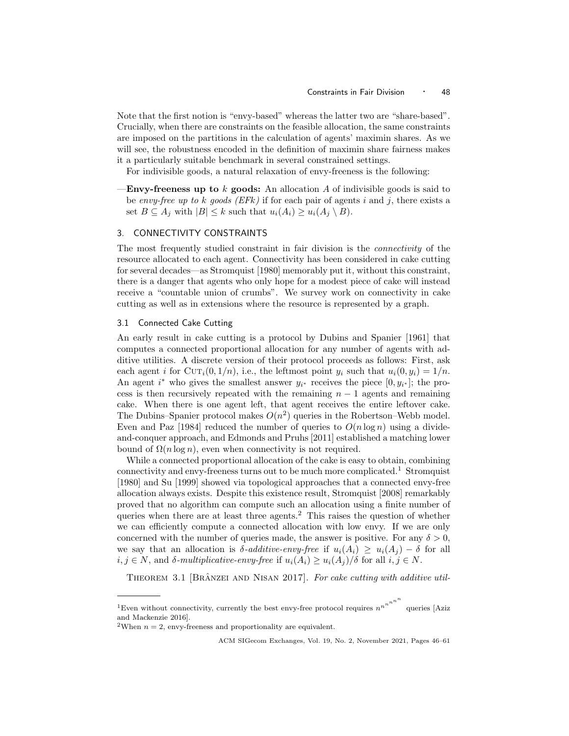Note that the first notion is "envy-based" whereas the latter two are "share-based". Crucially, when there are constraints on the feasible allocation, the same constraints are imposed on the partitions in the calculation of agents' maximin shares. As we will see, the robustness encoded in the definition of maximin share fairness makes it a particularly suitable benchmark in several constrained settings.

For indivisible goods, a natural relaxation of envy-freeness is the following:

—**Envy-freeness up to $k$ goods:** An allocation $A$ of indivisible goods is said to be *envy-free up to $k$ goods (EF$k$)* if for each pair of agents $i$ and $j$, there exists a set $B \subseteq A_j$ with $|B| \leq k$ such that $u_i(A_i) \geq u_i(A_j \setminus B)$.

## 3. CONNECTIVITY CONSTRAINTS

The most frequently studied constraint in fair division is the *connectivity* of the resource allocated to each agent. Connectivity has been considered in cake cutting for several decades—as Stromquist [1980] memorably put it, without this constraint, there is a danger that agents who only hope for a modest piece of cake will instead receive a "countable union of crumbs". We survey work on connectivity in cake cutting as well as in extensions where the resource is represented by a graph.

### 3.1 Connected Cake Cutting

An early result in cake cutting is a protocol by Dubins and Spanier [1961] that computes a connected proportional allocation for any number of agents with additive utilities. A discrete version of their protocol proceeds as follows: First, ask each agent $i$ for $\text{CUT}_i(0, 1/n)$, i.e., the leftmost point $y_i$ such that $u_i(0, y_i) = 1/n$. An agent $i^*$ who gives the smallest answer $y_{i^*}$ receives the piece $[0, y_{i^*}]$; the process is then recursively repeated with the remaining $n-1$ agents and remaining cake. When there is one agent left, that agent receives the entire leftover cake. The Dubins–Spanier protocol makes $O(n^2)$ queries in the Robertson–Webb model. Even and Paz [1984] reduced the number of queries to $O(n \log n)$ using a divide-and-conquer approach, and Edmonds and Pruhs [2011] established a matching lower bound of $\Omega(n \log n)$, even when connectivity is not required.

While a connected proportional allocation of the cake is easy to obtain, combining connectivity and envy-freeness turns out to be much more complicated.[1] Stromquist [1980] and Su [1999] showed via topological approaches that a connected envy-free allocation always exists. Despite this existence result, Stromquist [2008] remarkably proved that no algorithm can compute such an allocation using a finite number of queries when there are at least three agents.[2] This raises the question of whether we can efficiently compute a connected allocation with low envy. If we are only concerned with the number of queries made, the answer is positive. For any $\delta > 0$, we say that an allocation is *$\delta$-additive-envy-free* if $u_i(A_i) \geq u_i(A_j) - \delta$ for all $i, j \in N$, and *$\delta$-multiplicative-envy-free* if $u_i(A_i) \geq u_i(A_j)/\delta$ for all $i, j \in N$.

THEOREM 3.1 [BRÂNZEI AND NISAN 2017]. *For cake cutting with additive util-*

---

[1] Even without connectivity, currently the best envy-free protocol requires $n^{n^{n^{n^{n^n}}}}$ queries [Aziz and Mackenzie 2016].

[2] When $n = 2$, envy-freeness and proportionality are equivalent.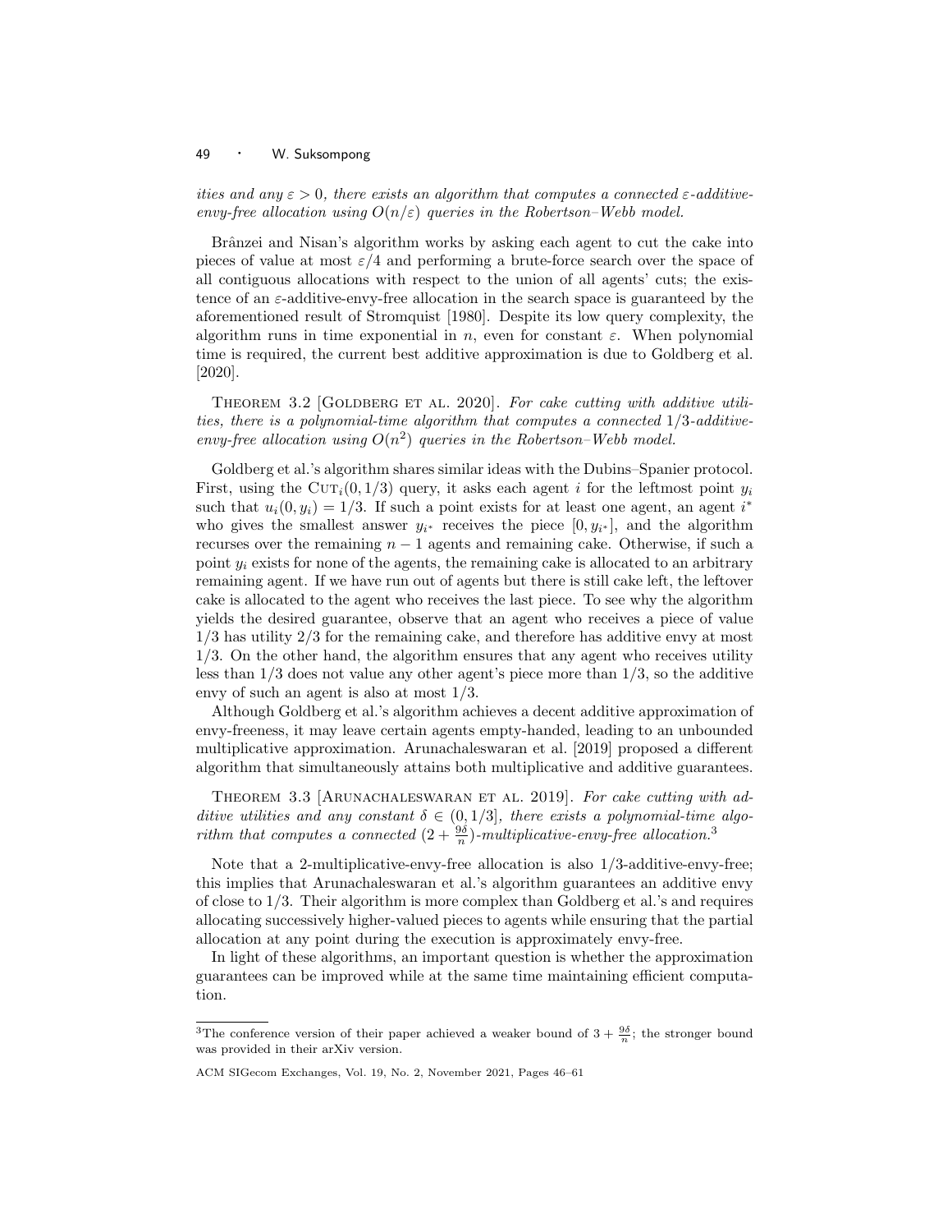*ities and any $\varepsilon > 0$, there exists an algorithm that computes a connected $\varepsilon$-additive-envy-free allocation using $O(n/\varepsilon)$ queries in the Robertson–Webb model.*

Brânzei and Nisan's algorithm works by asking each agent to cut the cake into pieces of value at most $\varepsilon/4$ and performing a brute-force search over the space of all contiguous allocations with respect to the union of all agents' cuts; the existence of an $\varepsilon$-additive-envy-free allocation in the search space is guaranteed by the aforementioned result of Stromquist [1980]. Despite its low query complexity, the algorithm runs in time exponential in $n$, even for constant $\varepsilon$. When polynomial time is required, the current best additive approximation is due to Goldberg et al. [2020].

THEOREM 3.2 [GOLDBERG ET AL. 2020]. *For cake cutting with additive utilities, there is a polynomial-time algorithm that computes a connected $1/3$-additive-envy-free allocation using $O(n^2)$ queries in the Robertson–Webb model.*

Goldberg et al.'s algorithm shares similar ideas with the Dubins–Spanier protocol. First, using the $\text{CUT}_i(0, 1/3)$ query, it asks each agent $i$ for the leftmost point $y_i$ such that $u_i(0, y_i) = 1/3$. If such a point exists for at least one agent, an agent $i^*$ who gives the smallest answer $y_{i^*}$ receives the piece $[0, y_{i^*}]$, and the algorithm recurses over the remaining $n - 1$ agents and remaining cake. Otherwise, if such a point $y_i$ exists for none of the agents, the remaining cake is allocated to an arbitrary remaining agent. If we have run out of agents but there is still cake left, the leftover cake is allocated to the agent who receives the last piece. To see why the algorithm yields the desired guarantee, observe that an agent who receives a piece of value $1/3$ has utility $2/3$ for the remaining cake, and therefore has additive envy at most $1/3$. On the other hand, the algorithm ensures that any agent who receives utility less than $1/3$ does not value any other agent's piece more than $1/3$, so the additive envy of such an agent is also at most $1/3$.

Although Goldberg et al.'s algorithm achieves a decent additive approximation of envy-freeness, it may leave certain agents empty-handed, leading to an unbounded multiplicative approximation. Arunachaleswaran et al. [2019] proposed a different algorithm that simultaneously attains both multiplicative and additive guarantees.

THEOREM 3.3 [ARUNACHALESWARAN ET AL. 2019]. *For cake cutting with additive utilities and any constant $\delta \in (0, 1/3]$, there exists a polynomial-time algorithm that computes a connected $(2 + \frac{9\delta}{n})$-multiplicative-envy-free allocation.*[3]

Note that a 2-multiplicative-envy-free allocation is also $1/3$-additive-envy-free; this implies that Arunachaleswaran et al.'s algorithm guarantees an additive envy of close to $1/3$. Their algorithm is more complex than Goldberg et al.'s and requires allocating successively higher-valued pieces to agents while ensuring that the partial allocation at any point during the execution is approximately envy-free.

In light of these algorithms, an important question is whether the approximation guarantees can be improved while at the same time maintaining efficient computation.

[3] The conference version of their paper achieved a weaker bound of $3 + \frac{9\delta}{n}$; the stronger bound was provided in their arXiv version.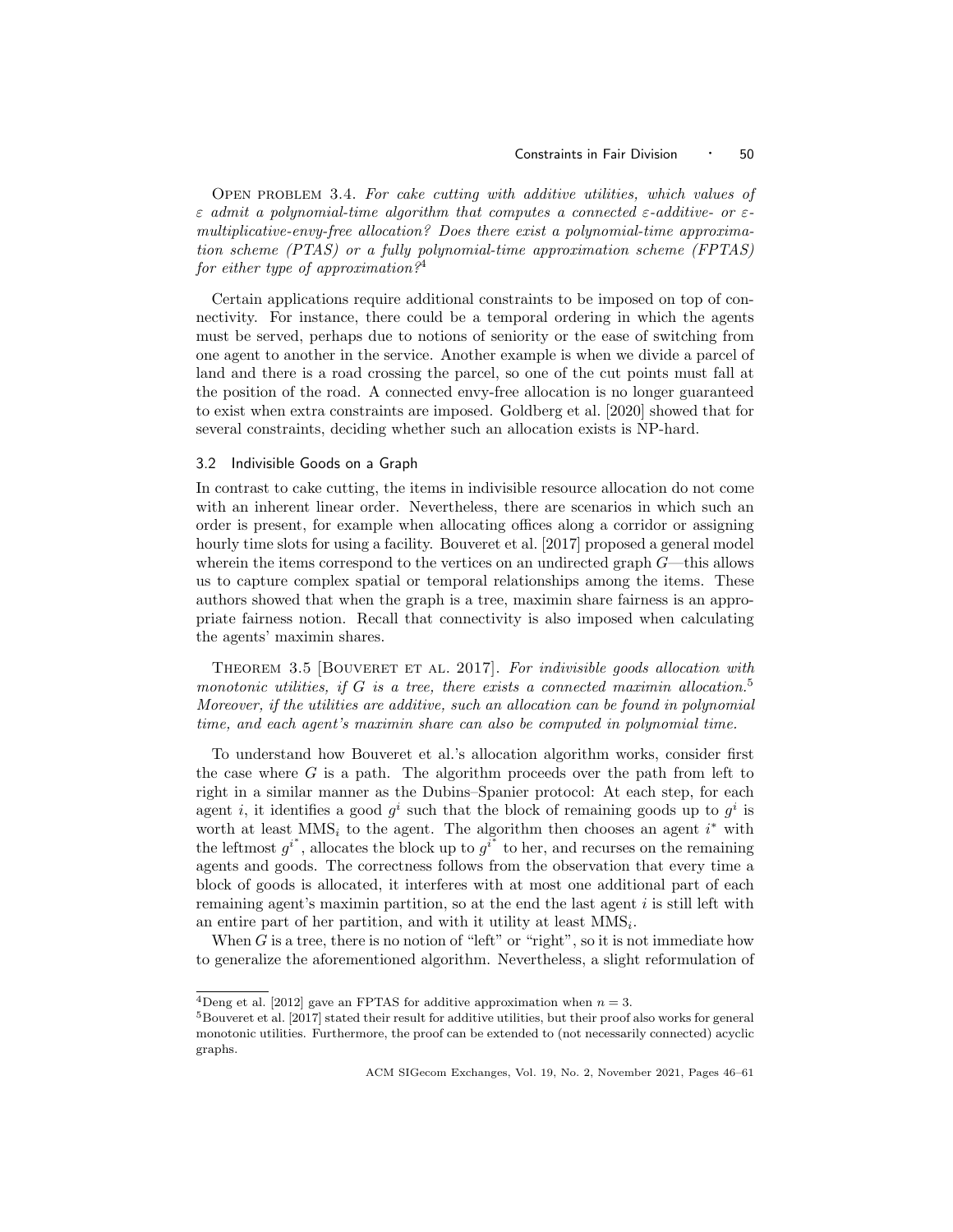Open problem 3.4. *For cake cutting with additive utilities, which values of $\varepsilon$ admit a polynomial-time algorithm that computes a connected $\varepsilon$-additive- or $\varepsilon$-multiplicative-envy-free allocation? Does there exist a polynomial-time approximation scheme (PTAS) or a fully polynomial-time approximation scheme (FPTAS) for either type of approximation?*[4]

Certain applications require additional constraints to be imposed on top of connectivity. For instance, there could be a temporal ordering in which the agents must be served, perhaps due to notions of seniority or the ease of switching from one agent to another in the service. Another example is when we divide a parcel of land and there is a road crossing the parcel, so one of the cut points must fall at the position of the road. A connected envy-free allocation is no longer guaranteed to exist when extra constraints are imposed. Goldberg et al. [2020] showed that for several constraints, deciding whether such an allocation exists is NP-hard.

### 3.2 Indivisible Goods on a Graph

In contrast to cake cutting, the items in indivisible resource allocation do not come with an inherent linear order. Nevertheless, there are scenarios in which such an order is present, for example when allocating offices along a corridor or assigning hourly time slots for using a facility. Bouveret et al. [2017] proposed a general model wherein the items correspond to the vertices on an undirected graph $G$—this allows us to capture complex spatial or temporal relationships among the items. These authors showed that when the graph is a tree, maximin share fairness is an appropriate fairness notion. Recall that connectivity is also imposed when calculating the agents' maximin shares.

Theorem 3.5 [Bouveret et al. 2017]. *For indivisible goods allocation with monotonic utilities, if $G$ is a tree, there exists a connected maximin allocation.*[5] *Moreover, if the utilities are additive, such an allocation can be found in polynomial time, and each agent's maximin share can also be computed in polynomial time.*

To understand how Bouveret et al.'s allocation algorithm works, consider first the case where $G$ is a path. The algorithm proceeds over the path from left to right in a similar manner as the Dubins–Spanier protocol: At each step, for each agent $i$, it identifies a good $g^i$ such that the block of remaining goods up to $g^i$ is worth at least $\text{MMS}_i$ to the agent. The algorithm then chooses an agent $i^*$ with the leftmost $g^{i^*}$, allocates the block up to $g^{i^*}$ to her, and recurses on the remaining agents and goods. The correctness follows from the observation that every time a block of goods is allocated, it interferes with at most one additional part of each remaining agent's maximin partition, so at the end the last agent $i$ is still left with an entire part of her partition, and with it utility at least $\text{MMS}_i$.

When $G$ is a tree, there is no notion of "left" or "right", so it is not immediate how to generalize the aforementioned algorithm. Nevertheless, a slight reformulation of

[4] Deng et al. [2012] gave an FPTAS for additive approximation when $n = 3$.

[5] Bouveret et al. [2017] stated their result for additive utilities, but their proof also works for general monotonic utilities. Furthermore, the proof can be extended to (not necessarily connected) acyclic graphs.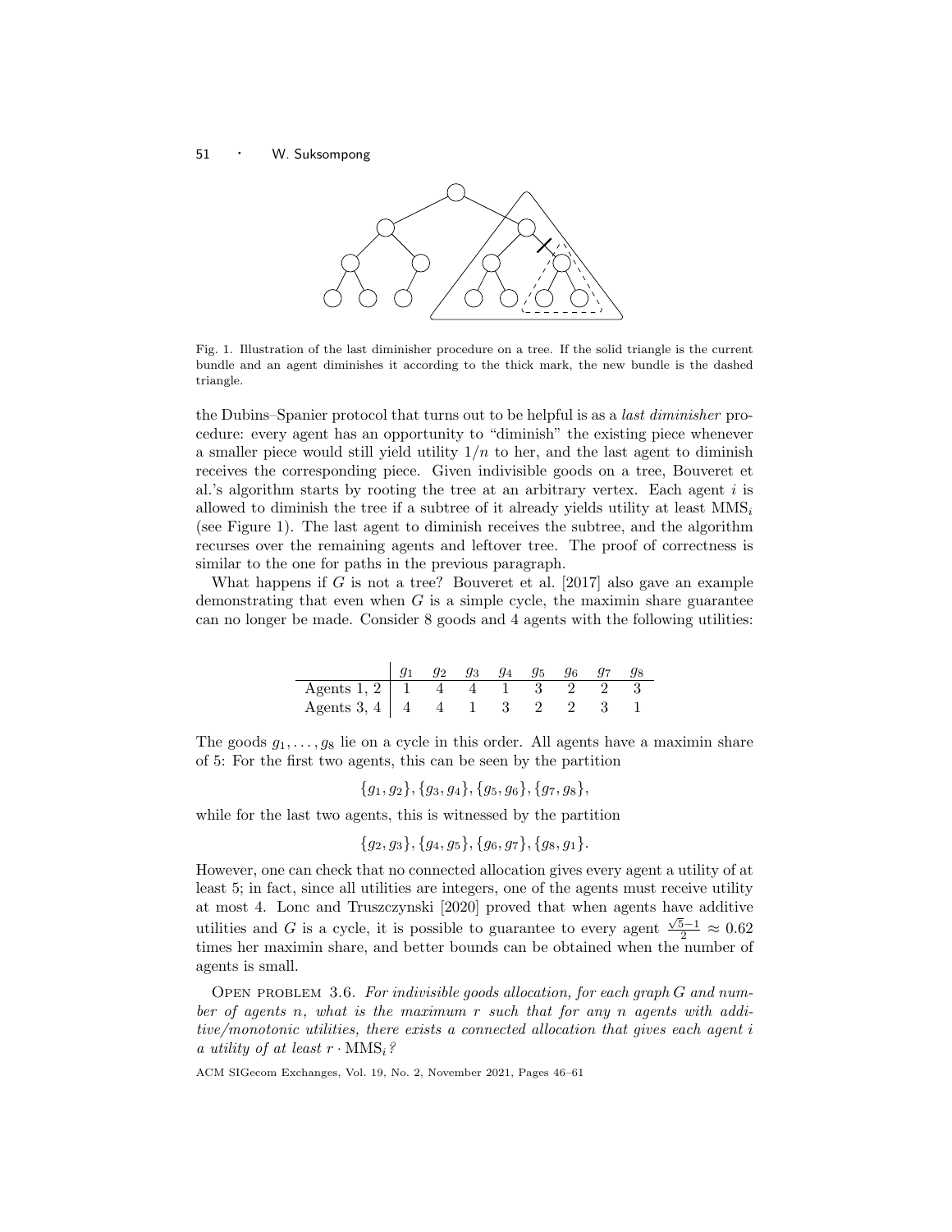Fig. 1. Illustration of the last diminisher procedure on a tree. If the solid triangle is the current bundle and an agent diminishes it according to the thick mark, the new bundle is the dashed triangle.

the Dubins–Spanier protocol that turns out to be helpful is as a *last diminisher* procedure: every agent has an opportunity to "diminish" the existing piece whenever a smaller piece would still yield utility $1/n$ to her, and the last agent to diminish receives the corresponding piece. Given indivisible goods on a tree, Bouveret et al.'s algorithm starts by rooting the tree at an arbitrary vertex. Each agent $i$ is allowed to diminish the tree if a subtree of it already yields utility at least $\text{MMS}_i$ (see Figure 1). The last agent to diminish receives the subtree, and the algorithm recurses over the remaining agents and leftover tree. The proof of correctness is similar to the one for paths in the previous paragraph.

What happens if $G$ is not a tree? Bouveret et al. [2017] also gave an example demonstrating that even when $G$ is a simple cycle, the maximin share guarantee can no longer be made. Consider 8 goods and 4 agents with the following utilities:

| | $g_1$ | $g_2$ | $g_3$ | $g_4$ | $g_5$ | $g_6$ | $g_7$ | $g_8$ |
|---|---|---|---|---|---|---|---|---|
| Agents 1, 2 | 1 | 4 | 4 | 1 | 3 | 2 | 2 | 3 |
| Agents 3, 4 | 4 | 4 | 1 | 3 | 2 | 2 | 3 | 1 |

The goods $g_1, \ldots, g_8$ lie on a cycle in this order. All agents have a maximin share of 5: For the first two agents, this can be seen by the partition

$$\{g_1, g_2\}, \{g_3, g_4\}, \{g_5, g_6\}, \{g_7, g_8\},$$

while for the last two agents, this is witnessed by the partition

$$\{g_2, g_3\}, \{g_4, g_5\}, \{g_6, g_7\}, \{g_8, g_1\}.$$

However, one can check that no connected allocation gives every agent a utility of at least 5; in fact, since all utilities are integers, one of the agents must receive utility at most 4. Lonc and Truszczynski [2020] proved that when agents have additive utilities and $G$ is a cycle, it is possible to guarantee to every agent $\frac{\sqrt{5}-1}{2} \approx 0.62$ times her maximin share, and better bounds can be obtained when the number of agents is small.

Open problem 3.6. *For indivisible goods allocation, for each graph $G$ and number of agents $n$, what is the maximum $r$ such that for any $n$ agents with additive/monotonic utilities, there exists a connected allocation that gives each agent $i$ a utility of at least $r \cdot \text{MMS}_i$?*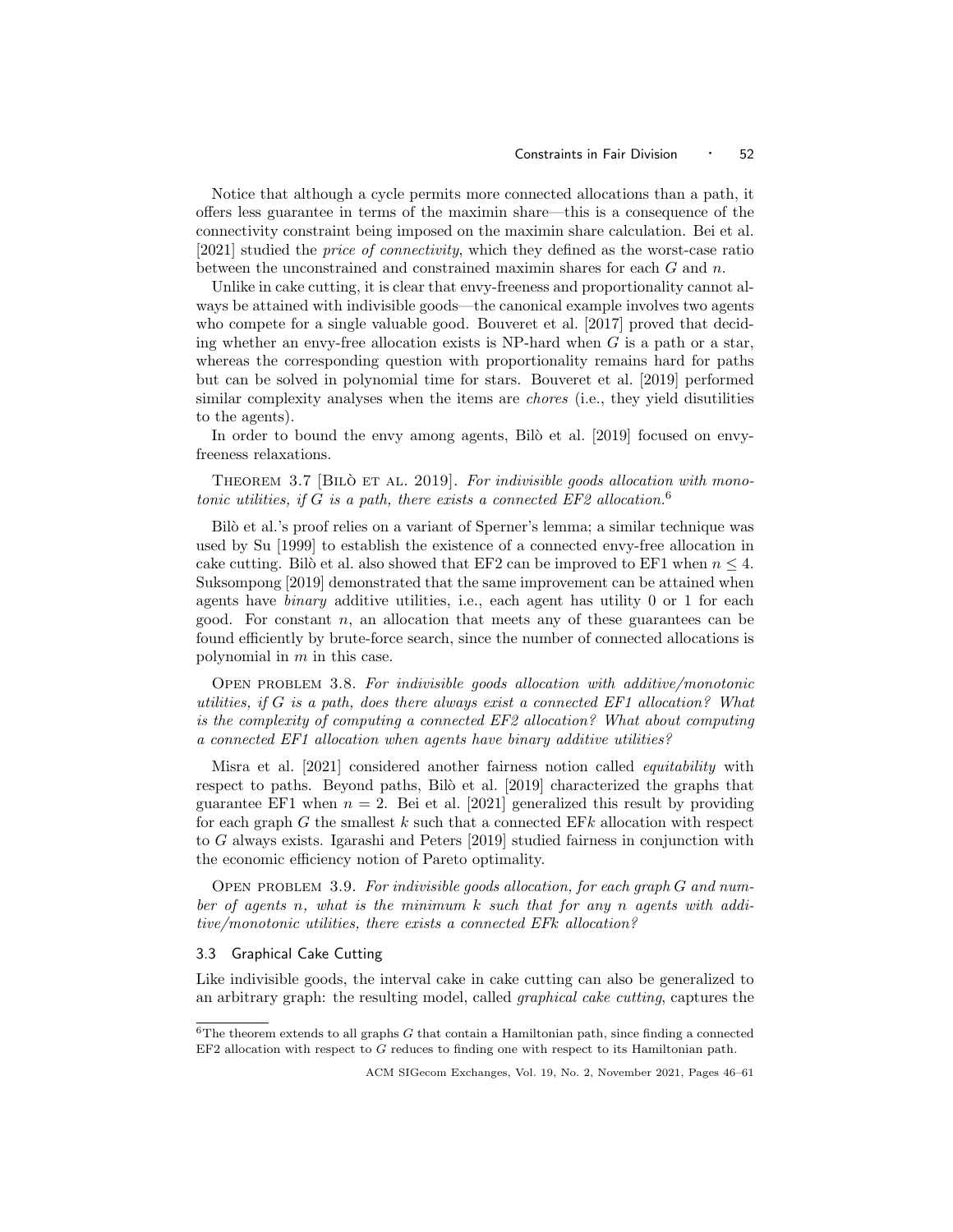Notice that although a cycle permits more connected allocations than a path, it offers less guarantee in terms of the maximin share—this is a consequence of the connectivity constraint being imposed on the maximin share calculation. Bei et al. [2021] studied the *price of connectivity*, which they defined as the worst-case ratio between the unconstrained and constrained maximin shares for each $G$ and $n$.

Unlike in cake cutting, it is clear that envy-freeness and proportionality cannot always be attained with indivisible goods—the canonical example involves two agents who compete for a single valuable good. Bouveret et al. [2017] proved that deciding whether an envy-free allocation exists is NP-hard when $G$ is a path or a star, whereas the corresponding question with proportionality remains hard for paths but can be solved in polynomial time for stars. Bouveret et al. [2019] performed similar complexity analyses when the items are *chores* (i.e., they yield disutilities to the agents).

In order to bound the envy among agents, Bilò et al. [2019] focused on envy-freeness relaxations.

Theorem 3.7 [Bilò et al. 2019]. *For indivisible goods allocation with monotonic utilities, if $G$ is a path, there exists a connected EF2 allocation.*[6]

Bilò et al.'s proof relies on a variant of Sperner's lemma; a similar technique was used by Su [1999] to establish the existence of a connected envy-free allocation in cake cutting. Bilò et al. also showed that EF2 can be improved to EF1 when $n \leq 4$. Suksompong [2019] demonstrated that the same improvement can be attained when agents have *binary* additive utilities, i.e., each agent has utility 0 or 1 for each good. For constant $n$, an allocation that meets any of these guarantees can be found efficiently by brute-force search, since the number of connected allocations is polynomial in $m$ in this case.

Open problem 3.8. *For indivisible goods allocation with additive/monotonic utilities, if $G$ is a path, does there always exist a connected EF1 allocation? What is the complexity of computing a connected EF2 allocation? What about computing a connected EF1 allocation when agents have binary additive utilities?*

Misra et al. [2021] considered another fairness notion called *equitability* with respect to paths. Beyond paths, Bilò et al. [2019] characterized the graphs that guarantee EF1 when $n = 2$. Bei et al. [2021] generalized this result by providing for each graph $G$ the smallest $k$ such that a connected EF$k$ allocation with respect to $G$ always exists. Igarashi and Peters [2019] studied fairness in conjunction with the economic efficiency notion of Pareto optimality.

Open problem 3.9. *For indivisible goods allocation, for each graph $G$ and number of agents $n$, what is the minimum $k$ such that for any $n$ agents with additive/monotonic utilities, there exists a connected EF$k$ allocation?*

## 3.3 Graphical Cake Cutting

Like indivisible goods, the interval cake in cake cutting can also be generalized to an arbitrary graph: the resulting model, called *graphical cake cutting*, captures the

[6] The theorem extends to all graphs $G$ that contain a Hamiltonian path, since finding a connected EF2 allocation with respect to $G$ reduces to finding one with respect to its Hamiltonian path.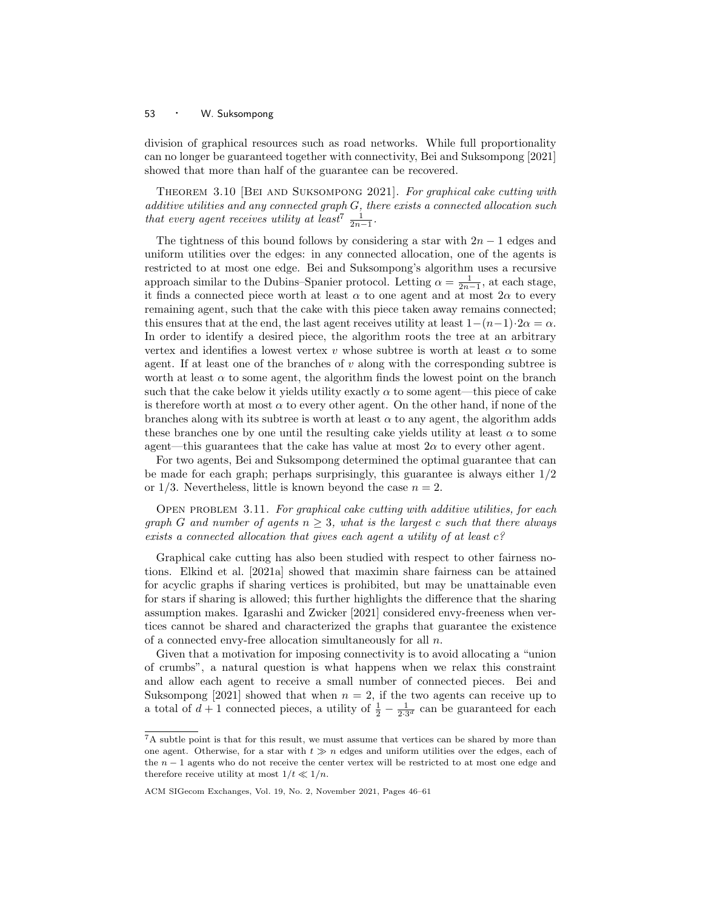division of graphical resources such as road networks. While full proportionality can no longer be guaranteed together with connectivity, Bei and Suksompong [2021] showed that more than half of the guarantee can be recovered.

Theorem 3.10 [Bei and Suksompong 2021]. *For graphical cake cutting with additive utilities and any connected graph $G$, there exists a connected allocation such that every agent receives utility at least*[7] $\frac{1}{2n-1}$.

The tightness of this bound follows by considering a star with $2n - 1$ edges and uniform utilities over the edges: in any connected allocation, one of the agents is restricted to at most one edge. Bei and Suksompong's algorithm uses a recursive approach similar to the Dubins–Spanier protocol. Letting $\alpha = \frac{1}{2n-1}$, at each stage, it finds a connected piece worth at least $\alpha$ to one agent and at most $2\alpha$ to every remaining agent, such that the cake with this piece taken away remains connected; this ensures that at the end, the last agent receives utility at least $1-(n-1)\cdot 2\alpha = \alpha$. In order to identify a desired piece, the algorithm roots the tree at an arbitrary vertex and identifies a lowest vertex $v$ whose subtree is worth at least $\alpha$ to some agent. If at least one of the branches of $v$ along with the corresponding subtree is worth at least $\alpha$ to some agent, the algorithm finds the lowest point on the branch such that the cake below it yields utility exactly $\alpha$ to some agent—this piece of cake is therefore worth at most $\alpha$ to every other agent. On the other hand, if none of the branches along with its subtree is worth at least $\alpha$ to any agent, the algorithm adds these branches one by one until the resulting cake yields utility at least $\alpha$ to some agent—this guarantees that the cake has value at most $2\alpha$ to every other agent.

For two agents, Bei and Suksompong determined the optimal guarantee that can be made for each graph; perhaps surprisingly, this guarantee is always either $1/2$ or $1/3$. Nevertheless, little is known beyond the case $n = 2$.

Open problem 3.11. *For graphical cake cutting with additive utilities, for each graph $G$ and number of agents $n \geq 3$, what is the largest $c$ such that there always exists a connected allocation that gives each agent a utility of at least $c$?*

Graphical cake cutting has also been studied with respect to other fairness notions. Elkind et al. [2021a] showed that maximin share fairness can be attained for acyclic graphs if sharing vertices is prohibited, but may be unattainable even for stars if sharing is allowed; this further highlights the difference that the sharing assumption makes. Igarashi and Zwicker [2021] considered envy-freeness when vertices cannot be shared and characterized the graphs that guarantee the existence of a connected envy-free allocation simultaneously for all $n$.

Given that a motivation for imposing connectivity is to avoid allocating a "union of crumbs", a natural question is what happens when we relax this constraint and allow each agent to receive a small number of connected pieces. Bei and Suksompong [2021] showed that when $n = 2$, if the two agents can receive up to a total of $d + 1$ connected pieces, a utility of $\frac{1}{2} - \frac{1}{2\cdot 3^d}$ can be guaranteed for each

[7] A subtle point is that for this result, we must assume that vertices can be shared by more than one agent. Otherwise, for a star with $t \gg n$ edges and uniform utilities over the edges, each of the $n - 1$ agents who do not receive the center vertex will be restricted to at most one edge and therefore receive utility at most $1/t \ll 1/n$.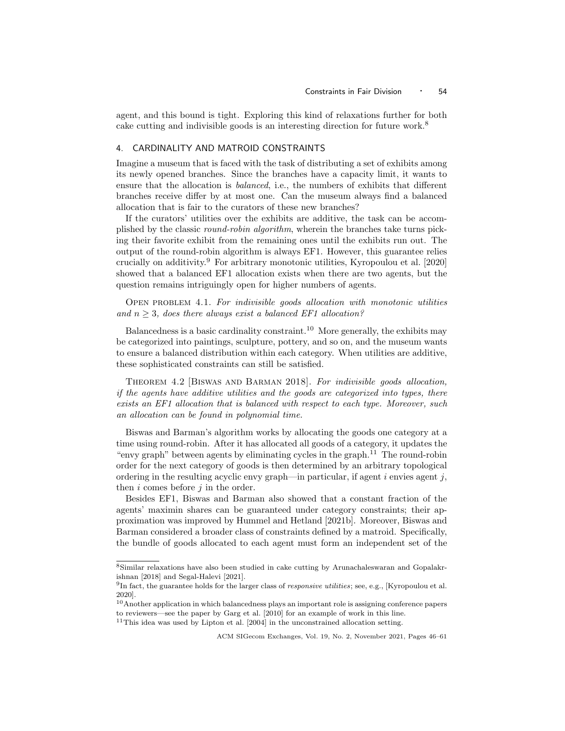agent, and this bound is tight. Exploring this kind of relaxations further for both cake cutting and indivisible goods is an interesting direction for future work.[8]

## 4. CARDINALITY AND MATROID CONSTRAINTS

Imagine a museum that is faced with the task of distributing a set of exhibits among its newly opened branches. Since the branches have a capacity limit, it wants to ensure that the allocation is *balanced*, i.e., the numbers of exhibits that different branches receive differ by at most one. Can the museum always find a balanced allocation that is fair to the curators of these new branches?

If the curators' utilities over the exhibits are additive, the task can be accomplished by the classic *round-robin algorithm*, wherein the branches take turns picking their favorite exhibit from the remaining ones until the exhibits run out. The output of the round-robin algorithm is always EF1. However, this guarantee relies crucially on additivity.[9] For arbitrary monotonic utilities, Kyropoulou et al. [2020] showed that a balanced EF1 allocation exists when there are two agents, but the question remains intriguingly open for higher numbers of agents.

Open problem 4.1. *For indivisible goods allocation with monotonic utilities and $n \geq 3$, does there always exist a balanced EF1 allocation?*

Balancedness is a basic cardinality constraint.[10] More generally, the exhibits may be categorized into paintings, sculpture, pottery, and so on, and the museum wants to ensure a balanced distribution within each category. When utilities are additive, these sophisticated constraints can still be satisfied.

Theorem 4.2 [Biswas and Barman 2018]. *For indivisible goods allocation, if the agents have additive utilities and the goods are categorized into types, there exists an EF1 allocation that is balanced with respect to each type. Moreover, such an allocation can be found in polynomial time.*

Biswas and Barman's algorithm works by allocating the goods one category at a time using round-robin. After it has allocated all goods of a category, it updates the "envy graph" between agents by eliminating cycles in the graph.[11] The round-robin order for the next category of goods is then determined by an arbitrary topological ordering in the resulting acyclic envy graph—in particular, if agent $i$ envies agent $j$, then $i$ comes before $j$ in the order.

Besides EF1, Biswas and Barman also showed that a constant fraction of the agents' maximin shares can be guaranteed under category constraints; their approximation was improved by Hummel and Hetland [2021b]. Moreover, Biswas and Barman considered a broader class of constraints defined by a matroid. Specifically, the bundle of goods allocated to each agent must form an independent set of the

---

[8] Similar relaxations have also been studied in cake cutting by Arunachaleswaran and Gopalakrishnan [2018] and Segal-Halevi [2021].

[9] In fact, the guarantee holds for the larger class of *responsive utilities*; see, e.g., [Kyropoulou et al. 2020].

[10] Another application in which balancedness plays an important role is assigning conference papers to reviewers—see the paper by Garg et al. [2010] for an example of work in this line.

[11] This idea was used by Lipton et al. [2004] in the unconstrained allocation setting.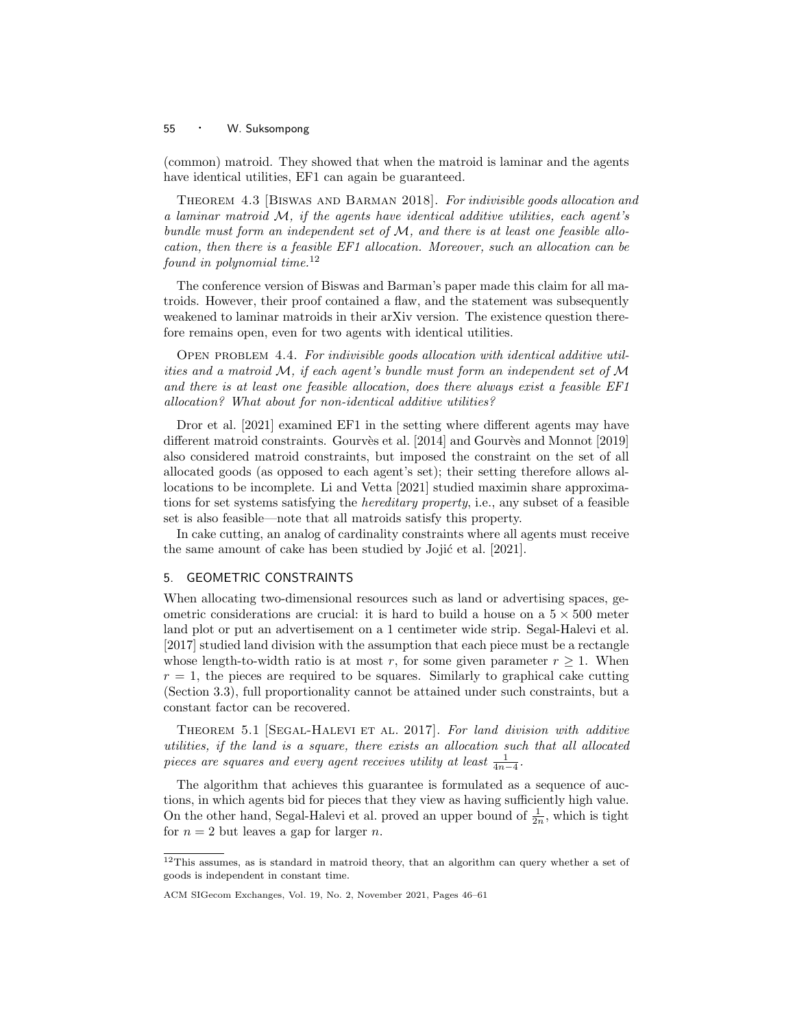(common) matroid. They showed that when the matroid is laminar and the agents have identical utilities, EF1 can again be guaranteed.

Theorem 4.3 [Biswas and Barman 2018]. *For indivisible goods allocation and a laminar matroid $\mathcal{M}$, if the agents have identical additive utilities, each agent's bundle must form an independent set of $\mathcal{M}$, and there is at least one feasible allocation, then there is a feasible EF1 allocation. Moreover, such an allocation can be found in polynomial time.*[12]

The conference version of Biswas and Barman's paper made this claim for all matroids. However, their proof contained a flaw, and the statement was subsequently weakened to laminar matroids in their arXiv version. The existence question therefore remains open, even for two agents with identical utilities.

Open problem 4.4. *For indivisible goods allocation with identical additive utilities and a matroid $\mathcal{M}$, if each agent's bundle must form an independent set of $\mathcal{M}$ and there is at least one feasible allocation, does there always exist a feasible EF1 allocation? What about for non-identical additive utilities?*

Dror et al. [2021] examined EF1 in the setting where different agents may have different matroid constraints. Gourvès et al. [2014] and Gourvès and Monnot [2019] also considered matroid constraints, but imposed the constraint on the set of all allocated goods (as opposed to each agent's set); their setting therefore allows allocations to be incomplete. Li and Vetta [2021] studied maximin share approximations for set systems satisfying the *hereditary property*, i.e., any subset of a feasible set is also feasible—note that all matroids satisfy this property.

In cake cutting, an analog of cardinality constraints where all agents must receive the same amount of cake has been studied by Jojić et al. [2021].

## 5. GEOMETRIC CONSTRAINTS

When allocating two-dimensional resources such as land or advertising spaces, geometric considerations are crucial: it is hard to build a house on a $5 \times 500$ meter land plot or put an advertisement on a 1 centimeter wide strip. Segal-Halevi et al. [2017] studied land division with the assumption that each piece must be a rectangle whose length-to-width ratio is at most $r$, for some given parameter $r \geq 1$. When $r = 1$, the pieces are required to be squares. Similarly to graphical cake cutting (Section 3.3), full proportionality cannot be attained under such constraints, but a constant factor can be recovered.

Theorem 5.1 [Segal-Halevi et al. 2017]. *For land division with additive utilities, if the land is a square, there exists an allocation such that all allocated pieces are squares and every agent receives utility at least $\frac{1}{4n-4}$.*

The algorithm that achieves this guarantee is formulated as a sequence of auctions, in which agents bid for pieces that they view as having sufficiently high value. On the other hand, Segal-Halevi et al. proved an upper bound of $\frac{1}{2n}$, which is tight for $n = 2$ but leaves a gap for larger $n$.

[12] This assumes, as is standard in matroid theory, that an algorithm can query whether a set of goods is independent in constant time.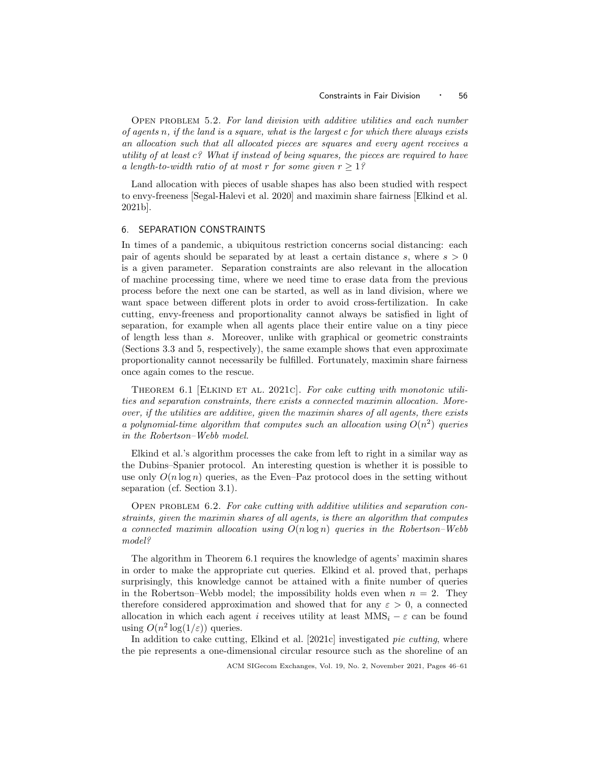Open problem 5.2. *For land division with additive utilities and each number of agents $n$, if the land is a square, what is the largest $c$ for which there always exists an allocation such that all allocated pieces are squares and every agent receives a utility of at least $c$? What if instead of being squares, the pieces are required to have a length-to-width ratio of at most $r$ for some given $r \geq 1$?*

Land allocation with pieces of usable shapes has also been studied with respect to envy-freeness [Segal-Halevi et al. 2020] and maximin share fairness [Elkind et al. 2021b].

## 6. SEPARATION CONSTRAINTS

In times of a pandemic, a ubiquitous restriction concerns social distancing: each pair of agents should be separated by at least a certain distance $s$, where $s > 0$ is a given parameter. Separation constraints are also relevant in the allocation of machine processing time, where we need time to erase data from the previous process before the next one can be started, as well as in land division, where we want space between different plots in order to avoid cross-fertilization. In cake cutting, envy-freeness and proportionality cannot always be satisfied in light of separation, for example when all agents place their entire value on a tiny piece of length less than $s$. Moreover, unlike with graphical or geometric constraints (Sections 3.3 and 5, respectively), the same example shows that even approximate proportionality cannot necessarily be fulfilled. Fortunately, maximin share fairness once again comes to the rescue.

Theorem 6.1 [Elkind et al. 2021c]. *For cake cutting with monotonic utilities and separation constraints, there exists a connected maximin allocation. Moreover, if the utilities are additive, given the maximin shares of all agents, there exists a polynomial-time algorithm that computes such an allocation using $O(n^2)$ queries in the Robertson–Webb model.*

Elkind et al.'s algorithm processes the cake from left to right in a similar way as the Dubins–Spanier protocol. An interesting question is whether it is possible to use only $O(n \log n)$ queries, as the Even–Paz protocol does in the setting without separation (cf. Section 3.1).

Open problem 6.2. *For cake cutting with additive utilities and separation constraints, given the maximin shares of all agents, is there an algorithm that computes a connected maximin allocation using $O(n \log n)$ queries in the Robertson–Webb model?*

The algorithm in Theorem 6.1 requires the knowledge of agents' maximin shares in order to make the appropriate cut queries. Elkind et al. proved that, perhaps surprisingly, this knowledge cannot be attained with a finite number of queries in the Robertson–Webb model; the impossibility holds even when $n = 2$. They therefore considered approximation and showed that for any $\varepsilon > 0$, a connected allocation in which each agent $i$ receives utility at least $\text{MMS}_i - \varepsilon$ can be found using $O(n^2 \log(1/\varepsilon))$ queries.

In addition to cake cutting, Elkind et al. [2021c] investigated *pie cutting*, where the pie represents a one-dimensional circular resource such as the shoreline of an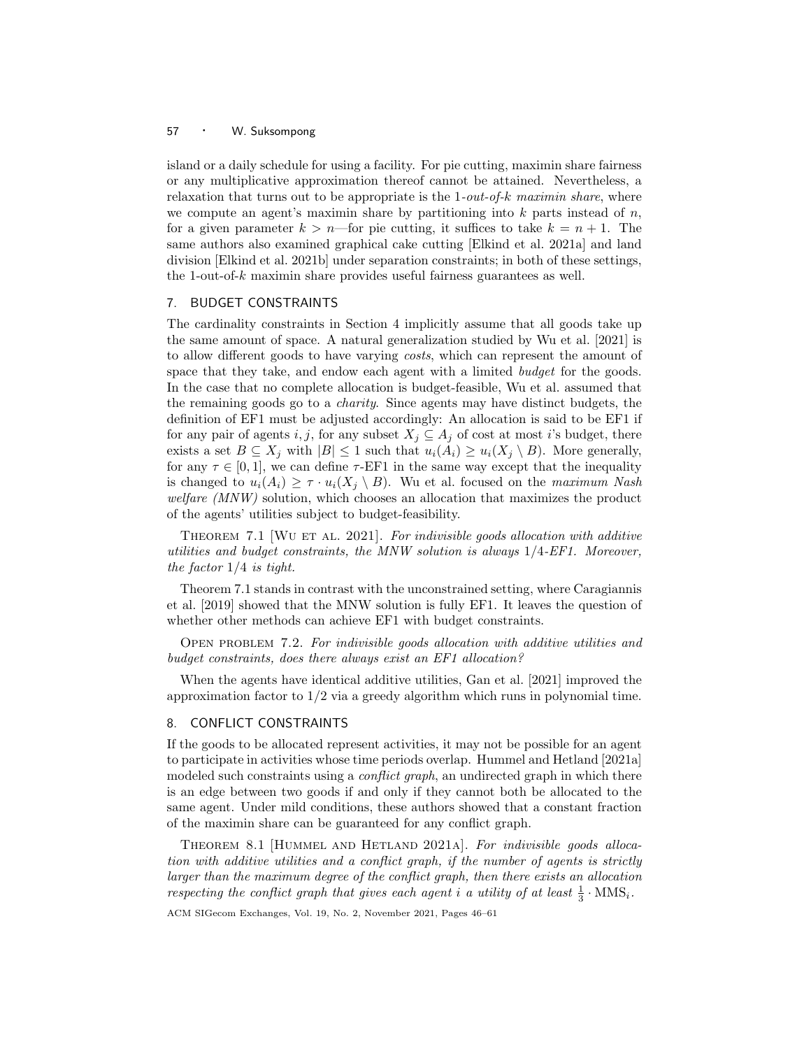island or a daily schedule for using a facility. For pie cutting, maximin share fairness or any multiplicative approximation thereof cannot be attained. Nevertheless, a relaxation that turns out to be appropriate is the *1-out-of-k maximin share*, where we compute an agent's maximin share by partitioning into $k$ parts instead of $n$, for a given parameter $k > n$—for pie cutting, it suffices to take $k = n + 1$. The same authors also examined graphical cake cutting [Elkind et al. 2021a] and land division [Elkind et al. 2021b] under separation constraints; in both of these settings, the 1-out-of-$k$ maximin share provides useful fairness guarantees as well.

## 7. BUDGET CONSTRAINTS

The cardinality constraints in Section 4 implicitly assume that all goods take up the same amount of space. A natural generalization studied by Wu et al. [2021] is to allow different goods to have varying *costs*, which can represent the amount of space that they take, and endow each agent with a limited *budget* for the goods. In the case that no complete allocation is budget-feasible, Wu et al. assumed that the remaining goods go to a *charity*. Since agents may have distinct budgets, the definition of EF1 must be adjusted accordingly: An allocation is said to be EF1 if for any pair of agents $i, j$, for any subset $X_j \subseteq A_j$ of cost at most $i$'s budget, there exists a set $B \subseteq X_j$ with $|B| \leq 1$ such that $u_i(A_i) \geq u_i(X_j \setminus B)$. More generally, for any $\tau \in [0, 1]$, we can define $\tau$-EF1 in the same way except that the inequality is changed to $u_i(A_i) \geq \tau \cdot u_i(X_j \setminus B)$. Wu et al. focused on the *maximum Nash welfare (MNW)* solution, which chooses an allocation that maximizes the product of the agents' utilities subject to budget-feasibility.

Theorem 7.1 [Wu et al. 2021]. *For indivisible goods allocation with additive utilities and budget constraints, the MNW solution is always 1/4-EF1. Moreover, the factor 1/4 is tight.*

Theorem 7.1 stands in contrast with the unconstrained setting, where Caragiannis et al. [2019] showed that the MNW solution is fully EF1. It leaves the question of whether other methods can achieve EF1 with budget constraints.

Open problem 7.2. *For indivisible goods allocation with additive utilities and budget constraints, does there always exist an EF1 allocation?*

When the agents have identical additive utilities, Gan et al. [2021] improved the approximation factor to 1/2 via a greedy algorithm which runs in polynomial time.

## 8. CONFLICT CONSTRAINTS

If the goods to be allocated represent activities, it may not be possible for an agent to participate in activities whose time periods overlap. Hummel and Hetland [2021a] modeled such constraints using a *conflict graph*, an undirected graph in which there is an edge between two goods if and only if they cannot both be allocated to the same agent. Under mild conditions, these authors showed that a constant fraction of the maximin share can be guaranteed for any conflict graph.

Theorem 8.1 [Hummel and Hetland 2021a]. *For indivisible goods allocation with additive utilities and a conflict graph, if the number of agents is strictly larger than the maximum degree of the conflict graph, then there exists an allocation respecting the conflict graph that gives each agent $i$ a utility of at least $\frac{1}{3} \cdot \text{MMS}_i$.*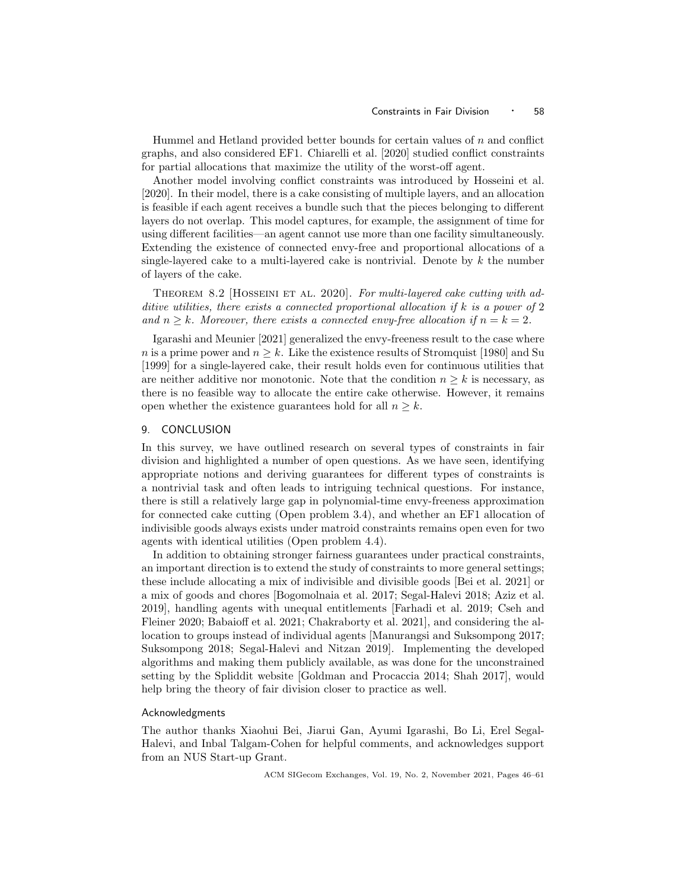Hummel and Hetland provided better bounds for certain values of $n$ and conflict graphs, and also considered EF1. Chiarelli et al. [2020] studied conflict constraints for partial allocations that maximize the utility of the worst-off agent.

Another model involving conflict constraints was introduced by Hosseini et al. [2020]. In their model, there is a cake consisting of multiple layers, and an allocation is feasible if each agent receives a bundle such that the pieces belonging to different layers do not overlap. This model captures, for example, the assignment of time for using different facilities—an agent cannot use more than one facility simultaneously. Extending the existence of connected envy-free and proportional allocations of a single-layered cake to a multi-layered cake is nontrivial. Denote by $k$ the number of layers of the cake.

Theorem 8.2 [Hosseini et al. 2020]. *For multi-layered cake cutting with additive utilities, there exists a connected proportional allocation if $k$ is a power of 2 and $n \geq k$. Moreover, there exists a connected envy-free allocation if $n = k = 2$.*

Igarashi and Meunier [2021] generalized the envy-freeness result to the case where $n$ is a prime power and $n \geq k$. Like the existence results of Stromquist [1980] and Su [1999] for a single-layered cake, their result holds even for continuous utilities that are neither additive nor monotonic. Note that the condition $n \geq k$ is necessary, as there is no feasible way to allocate the entire cake otherwise. However, it remains open whether the existence guarantees hold for all $n \geq k$.

## 9. CONCLUSION

In this survey, we have outlined research on several types of constraints in fair division and highlighted a number of open questions. As we have seen, identifying appropriate notions and deriving guarantees for different types of constraints is a nontrivial task and often leads to intriguing technical questions. For instance, there is still a relatively large gap in polynomial-time envy-freeness approximation for connected cake cutting (Open problem 3.4), and whether an EF1 allocation of indivisible goods always exists under matroid constraints remains open even for two agents with identical utilities (Open problem 4.4).

In addition to obtaining stronger fairness guarantees under practical constraints, an important direction is to extend the study of constraints to more general settings; these include allocating a mix of indivisible and divisible goods [Bei et al. 2021] or a mix of goods and chores [Bogomolnaia et al. 2017; Segal-Halevi 2018; Aziz et al. 2019], handling agents with unequal entitlements [Farhadi et al. 2019; Cseh and Fleiner 2020; Babaioff et al. 2021; Chakraborty et al. 2021], and considering the allocation to groups instead of individual agents [Manurangsi and Suksompong 2017; Suksompong 2018; Segal-Halevi and Nitzan 2019]. Implementing the developed algorithms and making them publicly available, as was done for the unconstrained setting by the Spliddit website [Goldman and Procaccia 2014; Shah 2017], would help bring the theory of fair division closer to practice as well.

### Acknowledgments

The author thanks Xiaohui Bei, Jiarui Gan, Ayumi Igarashi, Bo Li, Erel Segal-Halevi, and Inbal Talgam-Cohen for helpful comments, and acknowledges support from an NUS Start-up Grant.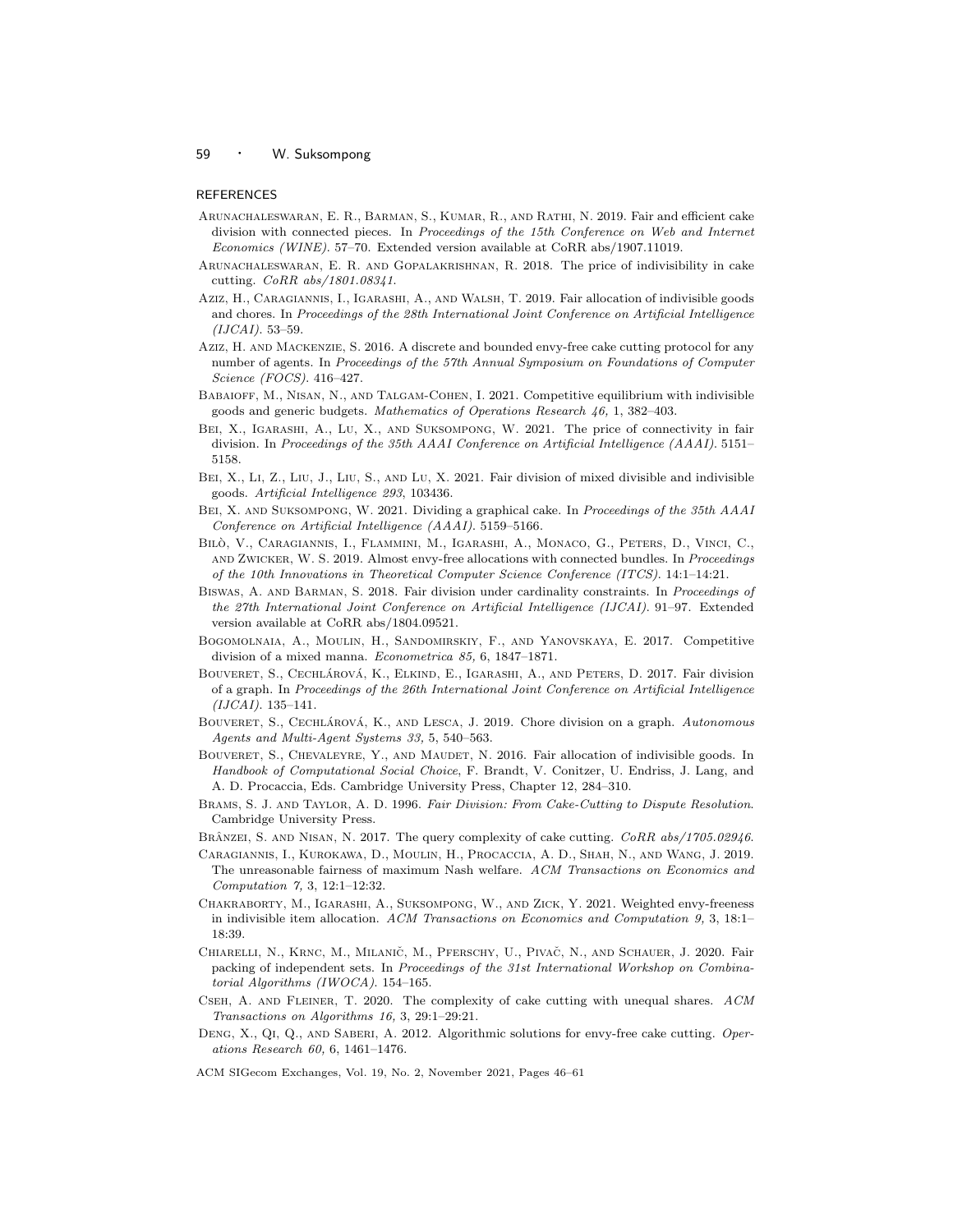## REFERENCES

Arunachaleswaran, E. R., Barman, S., Kumar, R., and Rathi, N. 2019. Fair and efficient cake division with connected pieces. In *Proceedings of the 15th Conference on Web and Internet Economics (WINE)*. 57–70. Extended version available at CoRR abs/1907.11019.

Arunachaleswaran, E. R. and Gopalakrishnan, R. 2018. The price of indivisibility in cake cutting. *CoRR abs/1801.08341*.

Aziz, H., Caragiannis, I., Igarashi, A., and Walsh, T. 2019. Fair allocation of indivisible goods and chores. In *Proceedings of the 28th International Joint Conference on Artificial Intelligence (IJCAI)*. 53–59.

Aziz, H. and Mackenzie, S. 2016. A discrete and bounded envy-free cake cutting protocol for any number of agents. In *Proceedings of the 57th Annual Symposium on Foundations of Computer Science (FOCS)*. 416–427.

Babaioff, M., Nisan, N., and Talgam-Cohen, I. 2021. Competitive equilibrium with indivisible goods and generic budgets. *Mathematics of Operations Research 46,* 1, 382–403.

Bei, X., Igarashi, A., Lu, X., and Suksompong, W. 2021. The price of connectivity in fair division. In *Proceedings of the 35th AAAI Conference on Artificial Intelligence (AAAI)*. 5151–5158.

Bei, X., Li, Z., Liu, J., Liu, S., and Lu, X. 2021. Fair division of mixed divisible and indivisible goods. *Artificial Intelligence 293*, 103436.

Bei, X. and Suksompong, W. 2021. Dividing a graphical cake. In *Proceedings of the 35th AAAI Conference on Artificial Intelligence (AAAI)*. 5159–5166.

Bilò, V., Caragiannis, I., Flammini, M., Igarashi, A., Monaco, G., Peters, D., Vinci, C., and Zwicker, W. S. 2019. Almost envy-free allocations with connected bundles. In *Proceedings of the 10th Innovations in Theoretical Computer Science Conference (ITCS)*. 14:1–14:21.

Biswas, A. and Barman, S. 2018. Fair division under cardinality constraints. In *Proceedings of the 27th International Joint Conference on Artificial Intelligence (IJCAI)*. 91–97. Extended version available at CoRR abs/1804.09521.

Bogomolnaia, A., Moulin, H., Sandomirskiy, F., and Yanovskaya, E. 2017. Competitive division of a mixed manna. *Econometrica 85,* 6, 1847–1871.

Bouveret, S., Cechlárová, K., Elkind, E., Igarashi, A., and Peters, D. 2017. Fair division of a graph. In *Proceedings of the 26th International Joint Conference on Artificial Intelligence (IJCAI)*. 135–141.

Bouveret, S., Cechlárová, K., and Lesca, J. 2019. Chore division on a graph. *Autonomous Agents and Multi-Agent Systems 33,* 5, 540–563.

Bouveret, S., Chevaleyre, Y., and Maudet, N. 2016. Fair allocation of indivisible goods. In *Handbook of Computational Social Choice*, F. Brandt, V. Conitzer, U. Endriss, J. Lang, and A. D. Procaccia, Eds. Cambridge University Press, Chapter 12, 284–310.

Brams, S. J. and Taylor, A. D. 1996. *Fair Division: From Cake-Cutting to Dispute Resolution*. Cambridge University Press.

Brânzei, S. and Nisan, N. 2017. The query complexity of cake cutting. *CoRR abs/1705.02946*.

Caragiannis, I., Kurokawa, D., Moulin, H., Procaccia, A. D., Shah, N., and Wang, J. 2019. The unreasonable fairness of maximum Nash welfare. *ACM Transactions on Economics and Computation 7,* 3, 12:1–12:32.

Chakraborty, M., Igarashi, A., Suksompong, W., and Zick, Y. 2021. Weighted envy-freeness in indivisible item allocation. *ACM Transactions on Economics and Computation 9,* 3, 18:1–18:39.

Chiarelli, N., Krnc, M., Milanič, M., Pferschy, U., Pivač, N., and Schauer, J. 2020. Fair packing of independent sets. In *Proceedings of the 31st International Workshop on Combinatorial Algorithms (IWOCA)*. 154–165.

Cseh, A. and Fleiner, T. 2020. The complexity of cake cutting with unequal shares. *ACM Transactions on Algorithms 16,* 3, 29:1–29:21.

Deng, X., Qi, Q., and Saberi, A. 2012. Algorithmic solutions for envy-free cake cutting. *Operations Research 60,* 6, 1461–1476.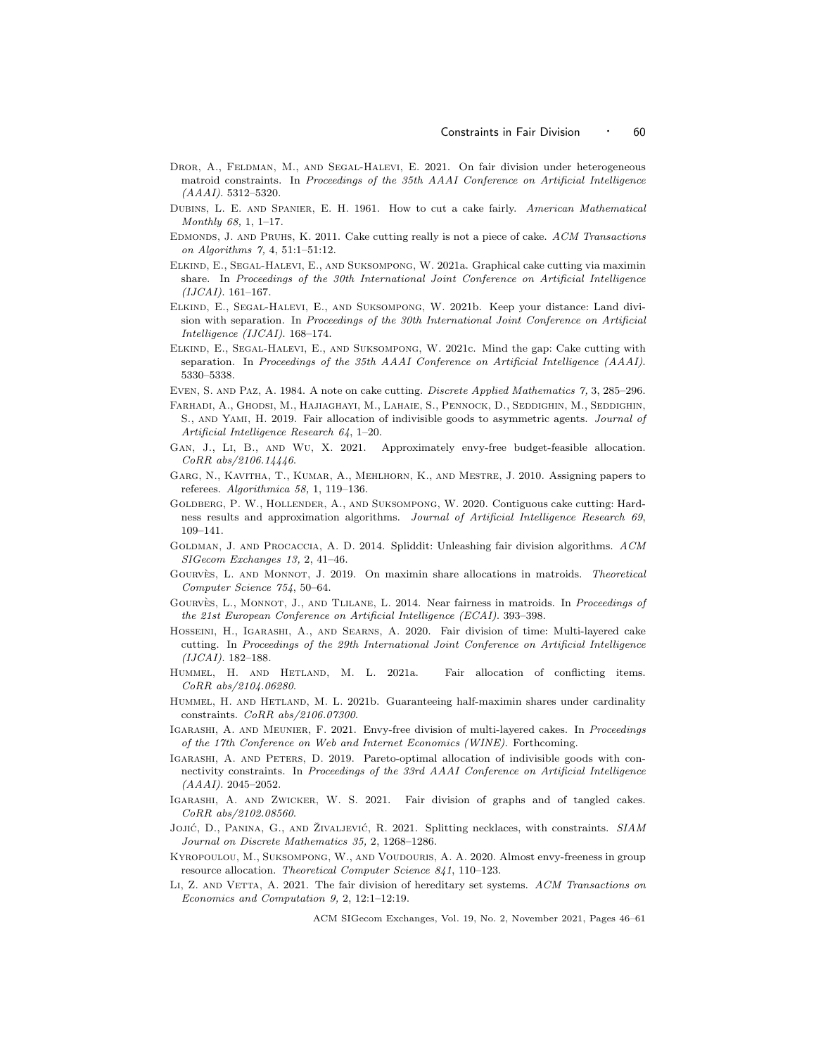Dror, A., Feldman, M., and Segal-Halevi, E. 2021. On fair division under heterogeneous matroid constraints. In *Proceedings of the 35th AAAI Conference on Artificial Intelligence (AAAI)*. 5312–5320.

Dubins, L. E. and Spanier, E. H. 1961. How to cut a cake fairly. *American Mathematical Monthly 68,* 1, 1–17.

Edmonds, J. and Pruhs, K. 2011. Cake cutting really is not a piece of cake. *ACM Transactions on Algorithms 7,* 4, 51:1–51:12.

Elkind, E., Segal-Halevi, E., and Suksompong, W. 2021a. Graphical cake cutting via maximin share. In *Proceedings of the 30th International Joint Conference on Artificial Intelligence (IJCAI)*. 161–167.

Elkind, E., Segal-Halevi, E., and Suksompong, W. 2021b. Keep your distance: Land division with separation. In *Proceedings of the 30th International Joint Conference on Artificial Intelligence (IJCAI)*. 168–174.

Elkind, E., Segal-Halevi, E., and Suksompong, W. 2021c. Mind the gap: Cake cutting with separation. In *Proceedings of the 35th AAAI Conference on Artificial Intelligence (AAAI)*. 5330–5338.

Even, S. and Paz, A. 1984. A note on cake cutting. *Discrete Applied Mathematics 7,* 3, 285–296.

Farhadi, A., Ghodsi, M., Hajiaghayi, M., Lahaie, S., Pennock, D., Seddighin, M., Seddighin, S., and Yami, H. 2019. Fair allocation of indivisible goods to asymmetric agents. *Journal of Artificial Intelligence Research 64*, 1–20.

Gan, J., Li, B., and Wu, X. 2021. Approximately envy-free budget-feasible allocation. *CoRR abs/2106.14446*.

Garg, N., Kavitha, T., Kumar, A., Mehlhorn, K., and Mestre, J. 2010. Assigning papers to referees. *Algorithmica 58,* 1, 119–136.

Goldberg, P. W., Hollender, A., and Suksompong, W. 2020. Contiguous cake cutting: Hardness results and approximation algorithms. *Journal of Artificial Intelligence Research 69*, 109–141.

Goldman, J. and Procaccia, A. D. 2014. Spliddit: Unleashing fair division algorithms. *ACM SIGecom Exchanges 13,* 2, 41–46.

Gourvès, L. and Monnot, J. 2019. On maximin share allocations in matroids. *Theoretical Computer Science 754*, 50–64.

Gourvès, L., Monnot, J., and Tlilane, L. 2014. Near fairness in matroids. In *Proceedings of the 21st European Conference on Artificial Intelligence (ECAI)*. 393–398.

Hosseini, H., Igarashi, A., and Searns, A. 2020. Fair division of time: Multi-layered cake cutting. In *Proceedings of the 29th International Joint Conference on Artificial Intelligence (IJCAI)*. 182–188.

Hummel, H. and Hetland, M. L. 2021a. Fair allocation of conflicting items. *CoRR abs/2104.06280*.

Hummel, H. and Hetland, M. L. 2021b. Guaranteeing half-maximin shares under cardinality constraints. *CoRR abs/2106.07300*.

Igarashi, A. and Meunier, F. 2021. Envy-free division of multi-layered cakes. In *Proceedings of the 17th Conference on Web and Internet Economics (WINE)*. Forthcoming.

Igarashi, A. and Peters, D. 2019. Pareto-optimal allocation of indivisible goods with connectivity constraints. In *Proceedings of the 33rd AAAI Conference on Artificial Intelligence (AAAI)*. 2045–2052.

Igarashi, A. and Zwicker, W. S. 2021. Fair division of graphs and of tangled cakes. *CoRR abs/2102.08560*.

Jojić, D., Panina, G., and Živaljević, R. 2021. Splitting necklaces, with constraints. *SIAM Journal on Discrete Mathematics 35,* 2, 1268–1286.

Kyropoulou, M., Suksompong, W., and Voudouris, A. A. 2020. Almost envy-freeness in group resource allocation. *Theoretical Computer Science 841*, 110–123.

Li, Z. and Vetta, A. 2021. The fair division of hereditary set systems. *ACM Transactions on Economics and Computation 9,* 2, 12:1–12:19.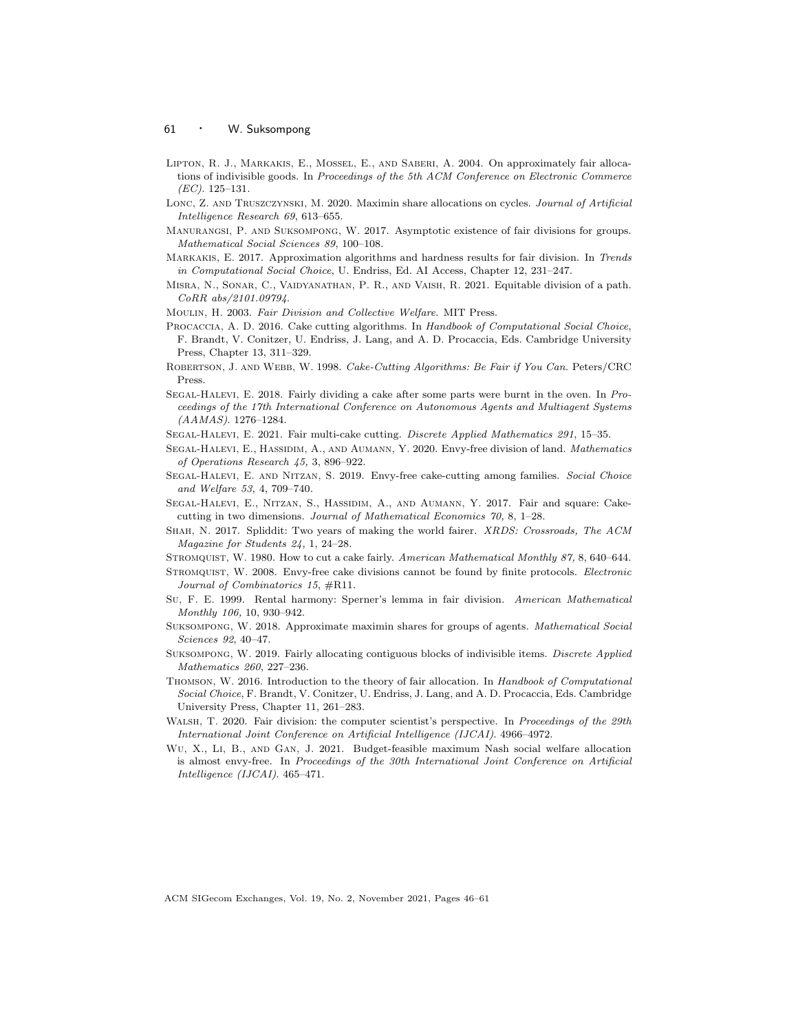Lipton, R. J., Markakis, E., Mossel, E., and Saberi, A. 2004. On approximately fair allocations of indivisible goods. In *Proceedings of the 5th ACM Conference on Electronic Commerce (EC)*. 125–131.

Lonc, Z. and Truszczynski, M. 2020. Maximin share allocations on cycles. *Journal of Artificial Intelligence Research 69*, 613–655.

Manurangsi, P. and Suksompong, W. 2017. Asymptotic existence of fair divisions for groups. *Mathematical Social Sciences 89*, 100–108.

Markakis, E. 2017. Approximation algorithms and hardness results for fair division. In *Trends in Computational Social Choice*, U. Endriss, Ed. AI Access, Chapter 12, 231–247.

Misra, N., Sonar, C., Vaidyanathan, P. R., and Vaish, R. 2021. Equitable division of a path. *CoRR abs/2101.09794*.

Moulin, H. 2003. *Fair Division and Collective Welfare*. MIT Press.

Procaccia, A. D. 2016. Cake cutting algorithms. In *Handbook of Computational Social Choice*, F. Brandt, V. Conitzer, U. Endriss, J. Lang, and A. D. Procaccia, Eds. Cambridge University Press, Chapter 13, 311–329.

Robertson, J. and Webb, W. 1998. *Cake-Cutting Algorithms: Be Fair if You Can*. Peters/CRC Press.

Segal-Halevi, E. 2018. Fairly dividing a cake after some parts were burnt in the oven. In *Proceedings of the 17th International Conference on Autonomous Agents and Multiagent Systems (AAMAS)*. 1276–1284.

Segal-Halevi, E. 2021. Fair multi-cake cutting. *Discrete Applied Mathematics 291*, 15–35.

Segal-Halevi, E., Hassidim, A., and Aumann, Y. 2020. Envy-free division of land. *Mathematics of Operations Research 45,* 3, 896–922.

Segal-Halevi, E. and Nitzan, S. 2019. Envy-free cake-cutting among families. *Social Choice and Welfare 53,* 4, 709–740.

Segal-Halevi, E., Nitzan, S., Hassidim, A., and Aumann, Y. 2017. Fair and square: Cake-cutting in two dimensions. *Journal of Mathematical Economics 70,* 8, 1–28.

Shah, N. 2017. Spliddit: Two years of making the world fairer. *XRDS: Crossroads, The ACM Magazine for Students 24,* 1, 24–28.

Stromquist, W. 1980. How to cut a cake fairly. *American Mathematical Monthly 87,* 8, 640–644.

Stromquist, W. 2008. Envy-free cake divisions cannot be found by finite protocols. *Electronic Journal of Combinatorics 15*, #R11.

Su, F. E. 1999. Rental harmony: Sperner's lemma in fair division. *American Mathematical Monthly 106,* 10, 930–942.

Suksompong, W. 2018. Approximate maximin shares for groups of agents. *Mathematical Social Sciences 92*, 40–47.

Suksompong, W. 2019. Fairly allocating contiguous blocks of indivisible items. *Discrete Applied Mathematics 260*, 227–236.

Thomson, W. 2016. Introduction to the theory of fair allocation. In *Handbook of Computational Social Choice*, F. Brandt, V. Conitzer, U. Endriss, J. Lang, and A. D. Procaccia, Eds. Cambridge University Press, Chapter 11, 261–283.

Walsh, T. 2020. Fair division: the computer scientist's perspective. In *Proceedings of the 29th International Joint Conference on Artificial Intelligence (IJCAI)*. 4966–4972.

Wu, X., Li, B., and Gan, J. 2021. Budget-feasible maximum Nash social welfare allocation is almost envy-free. In *Proceedings of the 30th International Joint Conference on Artificial Intelligence (IJCAI)*. 465–471.